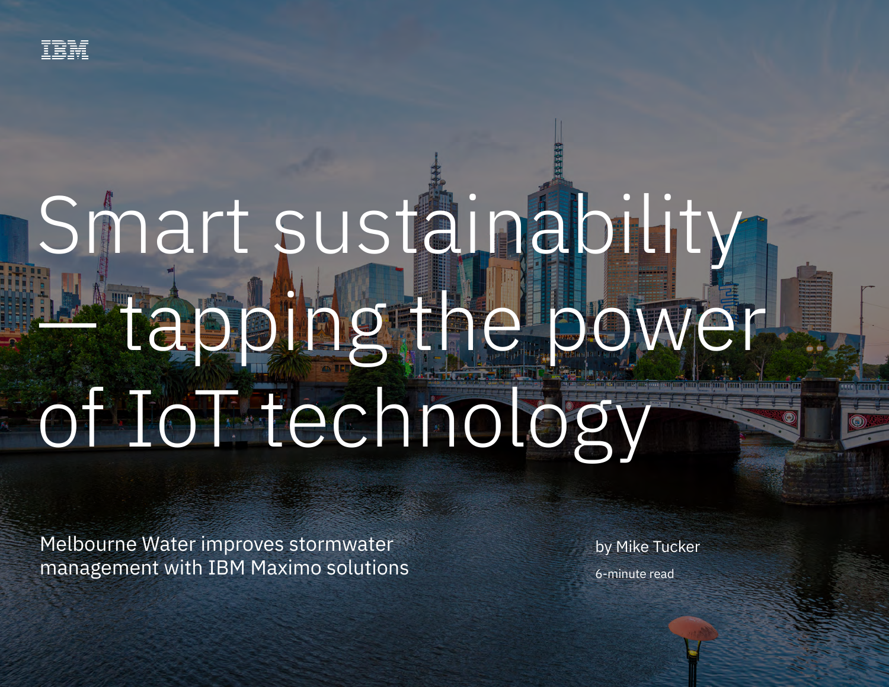IBM

# Smart sustainability — tapping the power of IoT technology

Melbourne Water improves stormwater management with IBM Maximo solutions

by Mike Tucker

6-minute read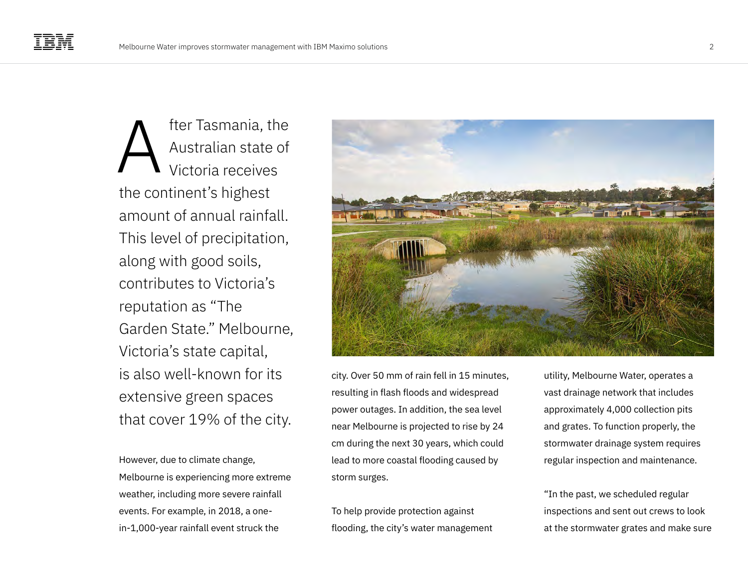After Tasmania, the Australian state of Victoria receives the continent's highest amount of annual rainfall. This level of precipitation, along with good soils, contributes to Victoria's reputation as "The Garden State." Melbourne, Victoria's state capital, is also well-known for its extensive green spaces that cover 19% of the city.

However, due to climate change, Melbourne is experiencing more extreme weather, including more severe rainfall events. For example, in 2018, a one-in-1,000-year rainfall event struck the city. Over 50 mm of rain fell in 15 minutes, resulting in flash floods and widespread power outages. In addition, the sea level near Melbourne is projected to rise by 24 cm during the next 30 years, which could lead to more coastal flooding caused by storm surges.

To help provide protection against flooding, the city's water management utility, Melbourne Water, operates a vast drainage network that includes approximately 4,000 collection pits and grates. To function properly, the stormwater drainage system requires regular inspection and maintenance.

"In the past, we scheduled regular inspections and sent out crews to look at the stormwater grates and make sure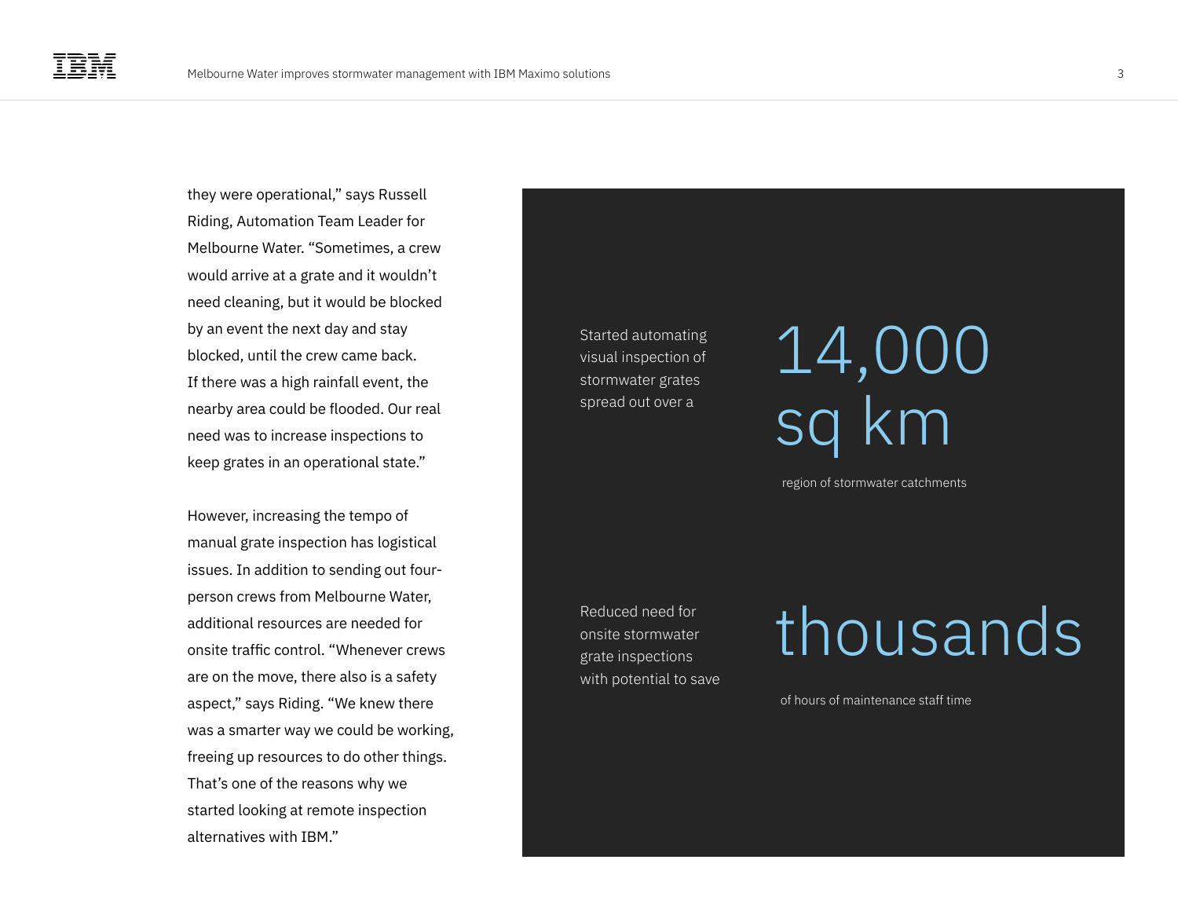they were operational," says Russell Riding, Automation Team Leader for Melbourne Water. "Sometimes, a crew would arrive at a grate and it wouldn't need cleaning, but it would be blocked by an event the next day and stay blocked, until the crew came back. If there was a high rainfall event, the nearby area could be flooded. Our real need was to increase inspections to keep grates in an operational state."

However, increasing the tempo of manual grate inspection has logistical issues. In addition to sending out four-person crews from Melbourne Water, additional resources are needed for onsite traffic control. "Whenever crews are on the move, there also is a safety aspect," says Riding. "We knew there was a smarter way we could be working, freeing up resources to do other things. That's one of the reasons why we started looking at remote inspection alternatives with IBM."

Started automating visual inspection of stormwater grates spread out over a

**14,000 sq km**

region of stormwater catchments

Reduced need for onsite stormwater grate inspections with potential to save

**thousands**

of hours of maintenance staff time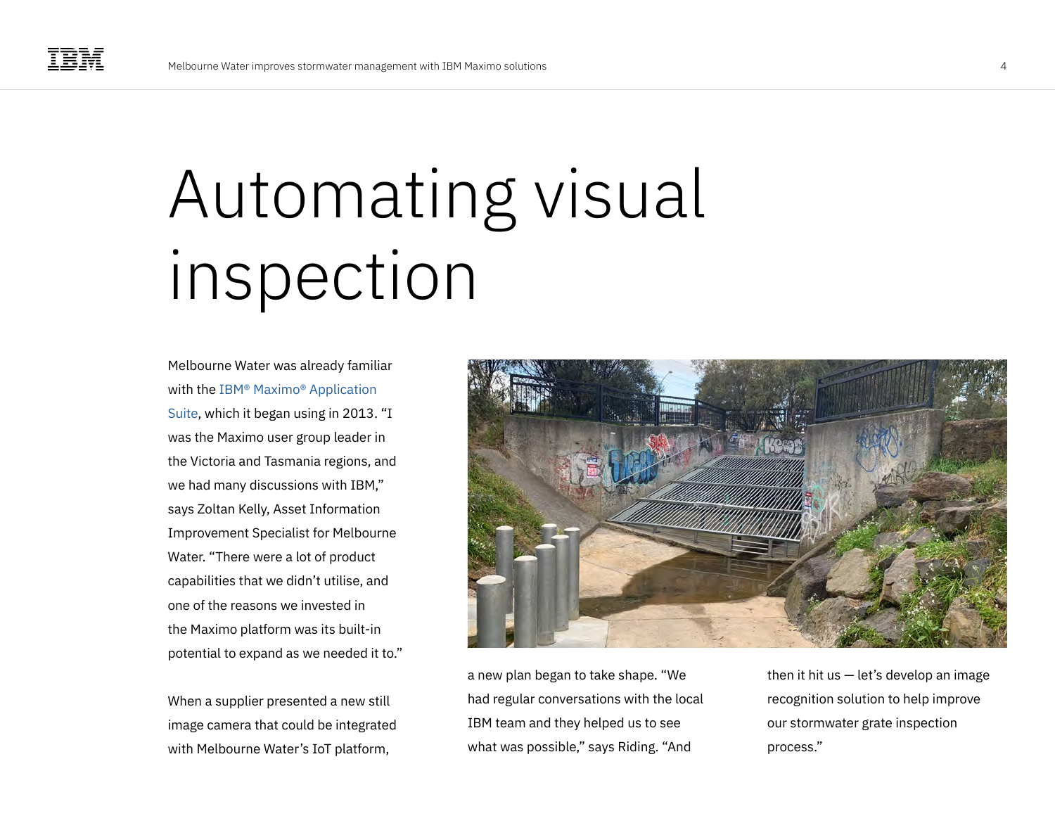# Automating visual inspection

Melbourne Water was already familiar with the IBM® Maximo® Application Suite, which it began using in 2013. "I was the Maximo user group leader in the Victoria and Tasmania regions, and we had many discussions with IBM," says Zoltan Kelly, Asset Information Improvement Specialist for Melbourne Water. "There were a lot of product capabilities that we didn't utilise, and one of the reasons we invested in the Maximo platform was its built-in potential to expand as we needed it to."

When a supplier presented a new still image camera that could be integrated with Melbourne Water's IoT platform, a new plan began to take shape. "We had regular conversations with the local IBM team and they helped us to see what was possible," says Riding. "And then it hit us — let's develop an image recognition solution to help improve our stormwater grate inspection process."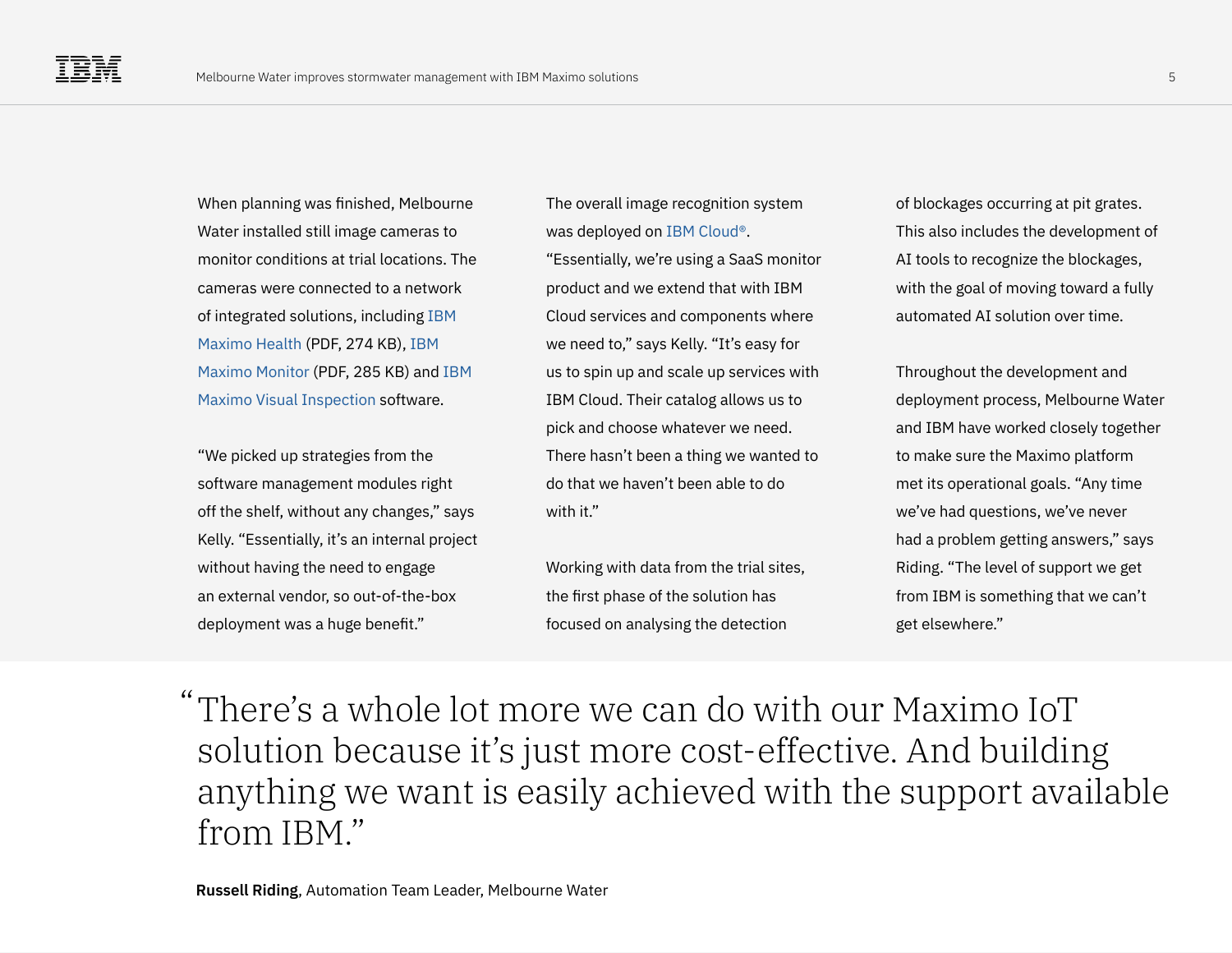When planning was finished, Melbourne Water installed still image cameras to monitor conditions at trial locations. The cameras were connected to a network of integrated solutions, including IBM Maximo Health (PDF, 274 KB), IBM Maximo Monitor (PDF, 285 KB) and IBM Maximo Visual Inspection software.

"We picked up strategies from the software management modules right off the shelf, without any changes," says Kelly. "Essentially, it's an internal project without having the need to engage an external vendor, so out-of-the-box deployment was a huge benefit."

The overall image recognition system was deployed on IBM Cloud®. "Essentially, we're using a SaaS monitor product and we extend that with IBM Cloud services and components where we need to," says Kelly. "It's easy for us to spin up and scale up services with IBM Cloud. Their catalog allows us to pick and choose whatever we need. There hasn't been a thing we wanted to do that we haven't been able to do with it."

Working with data from the trial sites, the first phase of the solution has focused on analysing the detection of blockages occurring at pit grates. This also includes the development of AI tools to recognize the blockages, with the goal of moving toward a fully automated AI solution over time.

Throughout the development and deployment process, Melbourne Water and IBM have worked closely together to make sure the Maximo platform met its operational goals. "Any time we've had questions, we've never had a problem getting answers," says Riding. "The level of support we get from IBM is something that we can't get elsewhere."

> "There's a whole lot more we can do with our Maximo IoT solution because it's just more cost-effective. And building anything we want is easily achieved with the support available from IBM."

**Russell Riding**, Automation Team Leader, Melbourne Water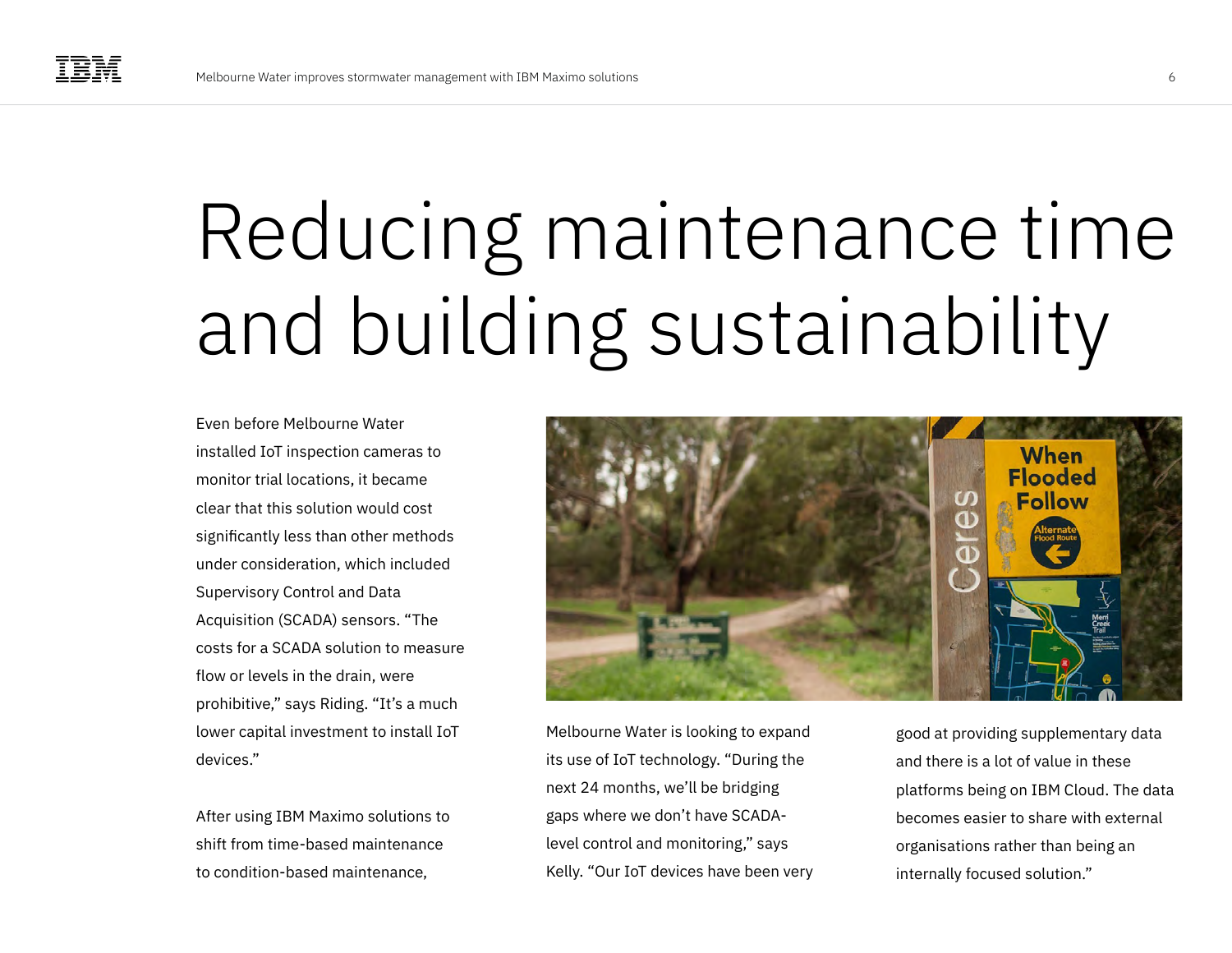# Reducing maintenance time and building sustainability

Even before Melbourne Water installed IoT inspection cameras to monitor trial locations, it became clear that this solution would cost significantly less than other methods under consideration, which included Supervisory Control and Data Acquisition (SCADA) sensors. "The costs for a SCADA solution to measure flow or levels in the drain, were prohibitive," says Riding. "It's a much lower capital investment to install IoT devices."

After using IBM Maximo solutions to shift from time-based maintenance to condition-based maintenance,

Melbourne Water is looking to expand its use of IoT technology. "During the next 24 months, we'll be bridging gaps where we don't have SCADA-level control and monitoring," says Kelly. "Our IoT devices have been very good at providing supplementary data and there is a lot of value in these platforms being on IBM Cloud. The data becomes easier to share with external organisations rather than being an internally focused solution."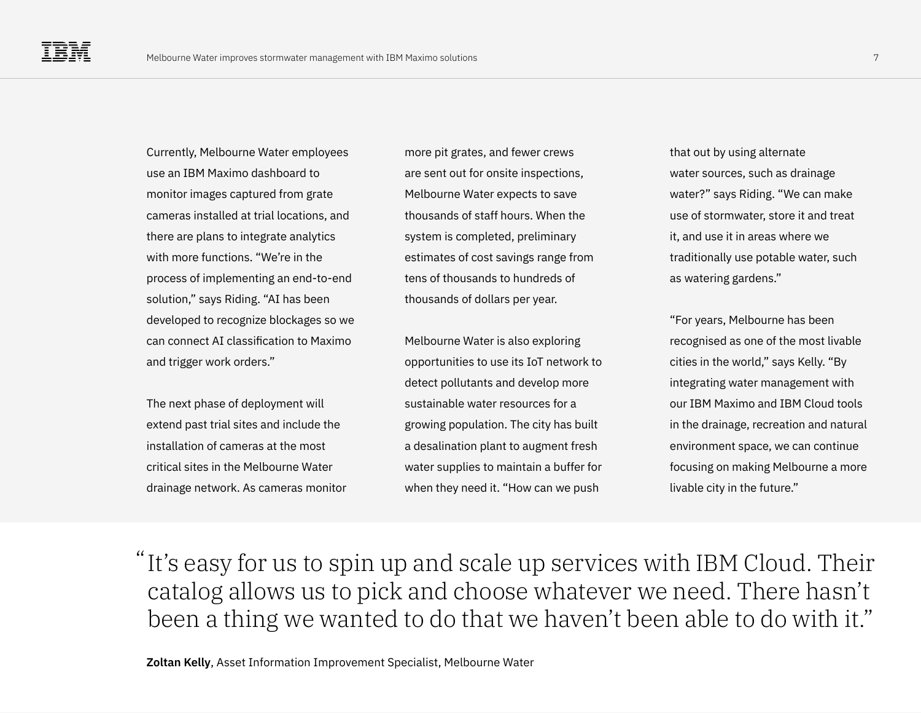Currently, Melbourne Water employees use an IBM Maximo dashboard to monitor images captured from grate cameras installed at trial locations, and there are plans to integrate analytics with more functions. “We’re in the process of implementing an end-to-end solution,” says Riding. “AI has been developed to recognize blockages so we can connect AI classification to Maximo and trigger work orders.”

The next phase of deployment will extend past trial sites and include the installation of cameras at the most critical sites in the Melbourne Water drainage network. As cameras monitor more pit grates, and fewer crews are sent out for onsite inspections, Melbourne Water expects to save thousands of staff hours. When the system is completed, preliminary estimates of cost savings range from tens of thousands to hundreds of thousands of dollars per year.

Melbourne Water is also exploring opportunities to use its IoT network to detect pollutants and develop more sustainable water resources for a growing population. The city has built a desalination plant to augment fresh water supplies to maintain a buffer for when they need it. “How can we push that out by using alternate water sources, such as drainage water?” says Riding. “We can make use of stormwater, store it and treat it, and use it in areas where we traditionally use potable water, such as watering gardens.”

“For years, Melbourne has been recognised as one of the most livable cities in the world,” says Kelly. “By integrating water management with our IBM Maximo and IBM Cloud tools in the drainage, recreation and natural environment space, we can continue focusing on making Melbourne a more livable city in the future.”

> “It’s easy for us to spin up and scale up services with IBM Cloud. Their catalog allows us to pick and choose whatever we need. There hasn’t been a thing we wanted to do that we haven’t been able to do with it.”

**Zoltan Kelly**, Asset Information Improvement Specialist, Melbourne Water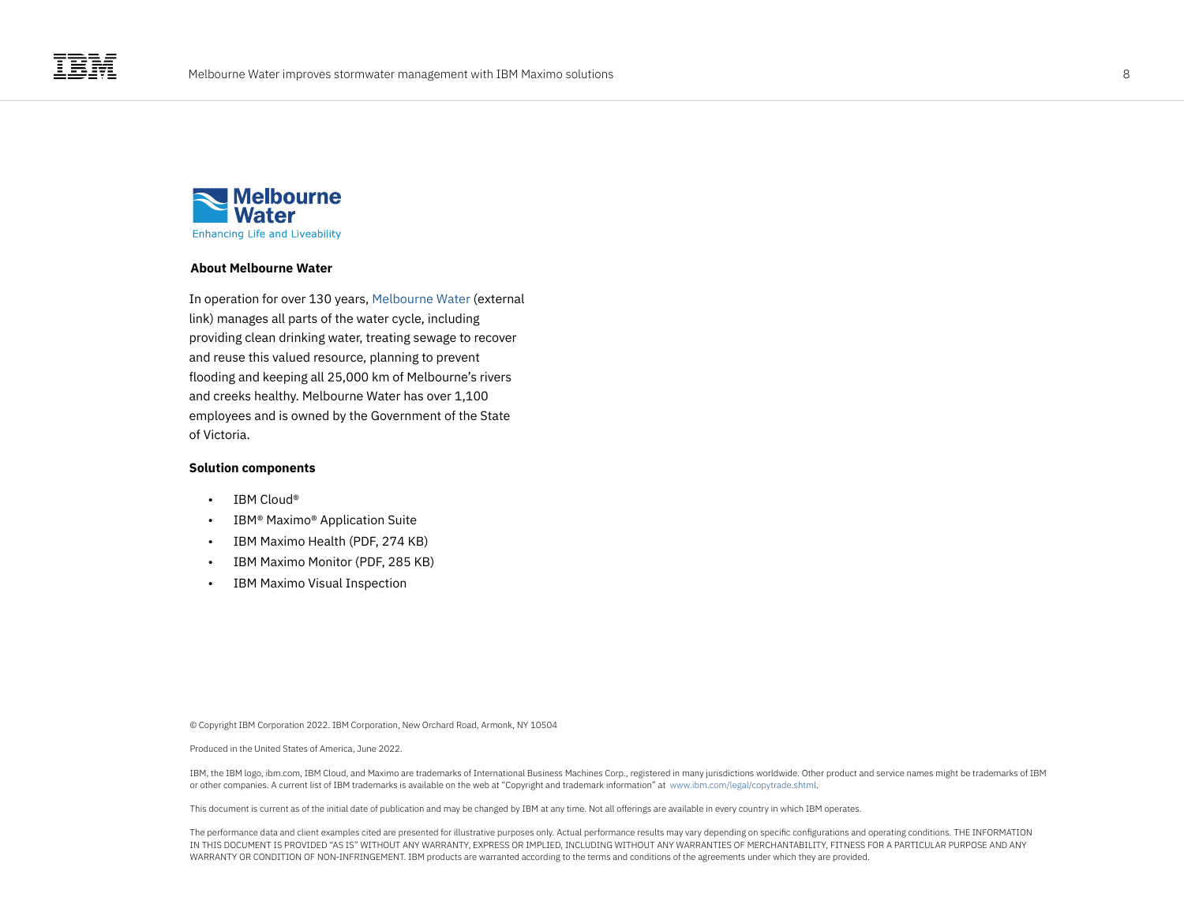Melbourne Water

Enhancing Life and Liveability

**About Melbourne Water**

In operation for over 130 years, Melbourne Water (external link) manages all parts of the water cycle, including providing clean drinking water, treating sewage to recover and reuse this valued resource, planning to prevent flooding and keeping all 25,000 km of Melbourne's rivers and creeks healthy. Melbourne Water has over 1,100 employees and is owned by the Government of the State of Victoria.

**Solution components**

- IBM Cloud®
- IBM® Maximo® Application Suite
- IBM Maximo Health (PDF, 274 KB)
- IBM Maximo Monitor (PDF, 285 KB)
- IBM Maximo Visual Inspection

© Copyright IBM Corporation 2022. IBM Corporation, New Orchard Road, Armonk, NY 10504

Produced in the United States of America, June 2022.

IBM, the IBM logo, ibm.com, IBM Cloud, and Maximo are trademarks of International Business Machines Corp., registered in many jurisdictions worldwide. Other product and service names might be trademarks of IBM or other companies. A current list of IBM trademarks is available on the web at "Copyright and trademark information" at www.ibm.com/legal/copytrade.shtml.

This document is current as of the initial date of publication and may be changed by IBM at any time. Not all offerings are available in every country in which IBM operates.

The performance data and client examples cited are presented for illustrative purposes only. Actual performance results may vary depending on specific configurations and operating conditions. THE INFORMATION IN THIS DOCUMENT IS PROVIDED "AS IS" WITHOUT ANY WARRANTY, EXPRESS OR IMPLIED, INCLUDING WITHOUT ANY WARRANTIES OF MERCHANTABILITY, FITNESS FOR A PARTICULAR PURPOSE AND ANY WARRANTY OR CONDITION OF NON-INFRINGEMENT. IBM products are warranted according to the terms and conditions of the agreements under which they are provided.